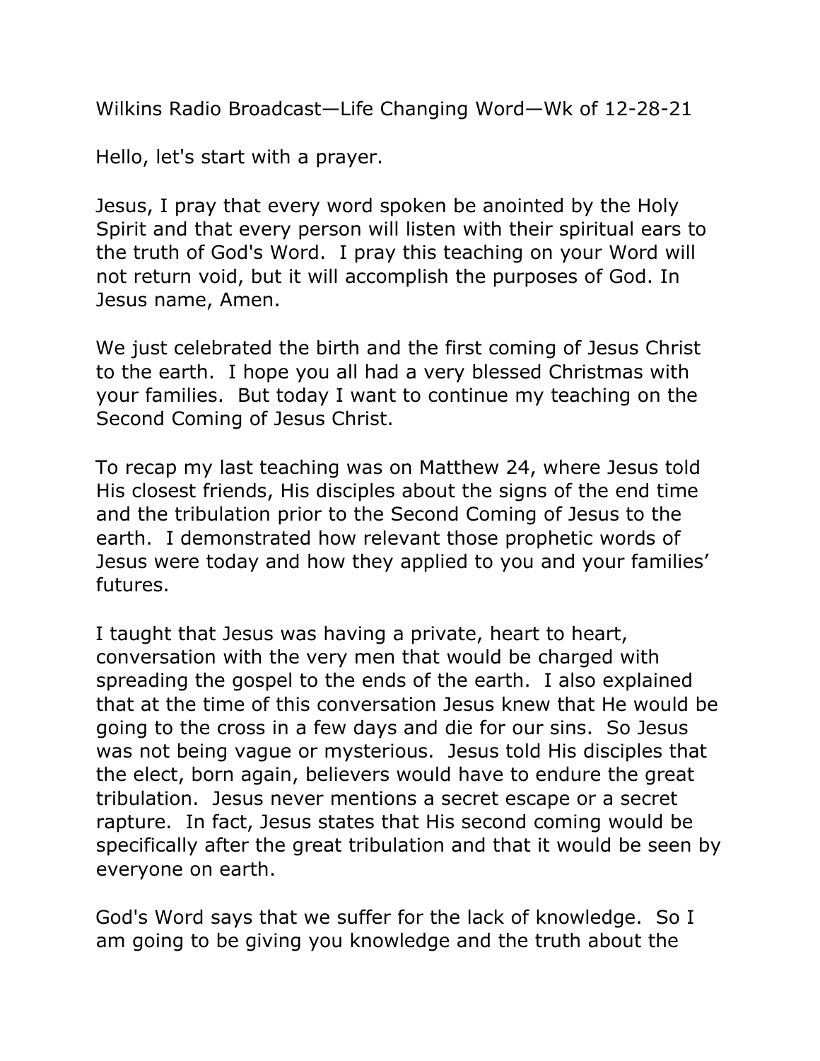Wilkins Radio Broadcast—Life Changing Word—Wk of 12-28-21

Hello, let's start with a prayer.

Jesus, I pray that every word spoken be anointed by the Holy Spirit and that every person will listen with their spiritual ears to the truth of God's Word. I pray this teaching on your Word will not return void, but it will accomplish the purposes of God. In Jesus name, Amen.

We just celebrated the birth and the first coming of Jesus Christ to the earth. I hope you all had a very blessed Christmas with your families. But today I want to continue my teaching on the Second Coming of Jesus Christ.

To recap my last teaching was on Matthew 24, where Jesus told His closest friends, His disciples about the signs of the end time and the tribulation prior to the Second Coming of Jesus to the earth. I demonstrated how relevant those prophetic words of Jesus were today and how they applied to you and your families' futures.

I taught that Jesus was having a private, heart to heart, conversation with the very men that would be charged with spreading the gospel to the ends of the earth. I also explained that at the time of this conversation Jesus knew that He would be going to the cross in a few days and die for our sins. So Jesus was not being vague or mysterious. Jesus told His disciples that the elect, born again, believers would have to endure the great tribulation. Jesus never mentions a secret escape or a secret rapture. In fact, Jesus states that His second coming would be specifically after the great tribulation and that it would be seen by everyone on earth.

God's Word says that we suffer for the lack of knowledge. So I am going to be giving you knowledge and the truth about the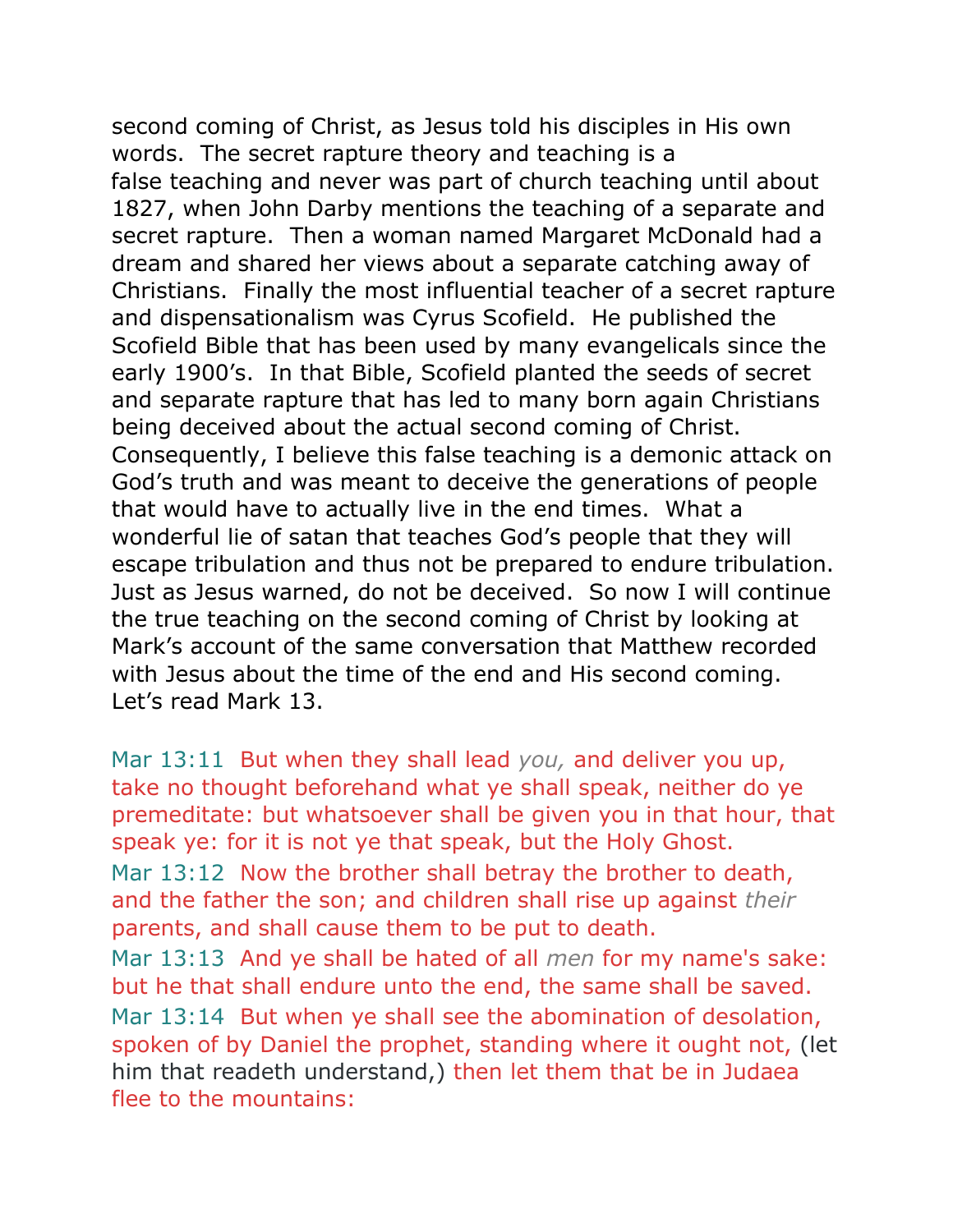second coming of Christ, as Jesus told his disciples in His own words. The secret rapture theory and teaching is a false teaching and never was part of church teaching until about 1827, when John Darby mentions the teaching of a separate and secret rapture. Then a woman named Margaret McDonald had a dream and shared her views about a separate catching away of Christians. Finally the most influential teacher of a secret rapture and dispensationalism was Cyrus Scofield. He published the Scofield Bible that has been used by many evangelicals since the early 1900's. In that Bible, Scofield planted the seeds of secret and separate rapture that has led to many born again Christians being deceived about the actual second coming of Christ. Consequently, I believe this false teaching is a demonic attack on God's truth and was meant to deceive the generations of people that would have to actually live in the end times. What a wonderful lie of satan that teaches God's people that they will escape tribulation and thus not be prepared to endure tribulation. Just as Jesus warned, do not be deceived. So now I will continue the true teaching on the second coming of Christ by looking at Mark's account of the same conversation that Matthew recorded with Jesus about the time of the end and His second coming. Let's read Mark 13.

Mar 13:11 But when they shall lead *you,* and deliver you up, take no thought beforehand what ye shall speak, neither do ye premeditate: but whatsoever shall be given you in that hour, that speak ye: for it is not ye that speak, but the Holy Ghost.
Mar 13:12 Now the brother shall betray the brother to death, and the father the son; and children shall rise up against *their* parents, and shall cause them to be put to death.
Mar 13:13 And ye shall be hated of all *men* for my name's sake: but he that shall endure unto the end, the same shall be saved.
Mar 13:14 But when ye shall see the abomination of desolation, spoken of by Daniel the prophet, standing where it ought not, (let him that readeth understand,) then let them that be in Judaea flee to the mountains: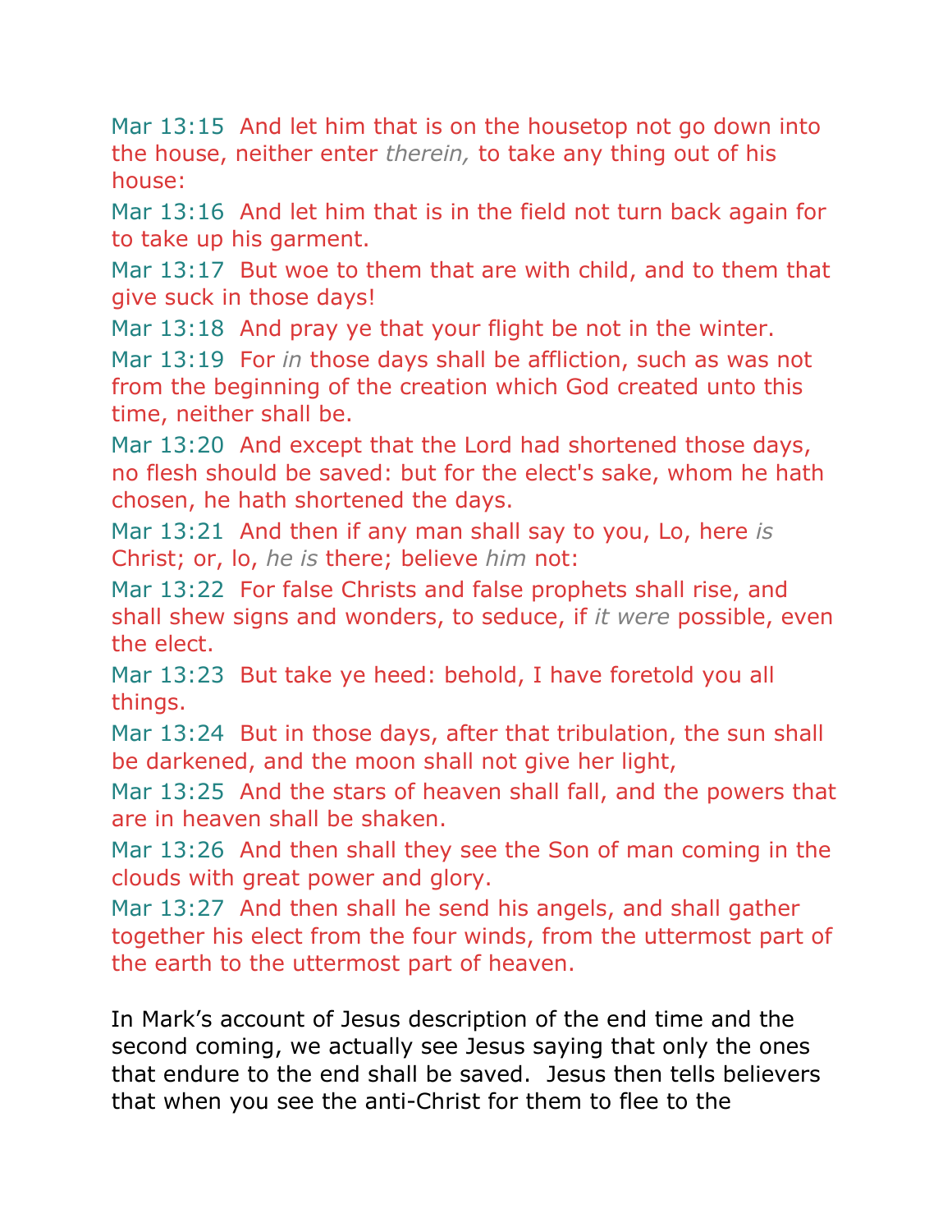Mar 13:15  And let him that is on the housetop not go down into the house, neither enter *therein,* to take any thing out of his house:

Mar 13:16  And let him that is in the field not turn back again for to take up his garment.

Mar 13:17  But woe to them that are with child, and to them that give suck in those days!

Mar 13:18  And pray ye that your flight be not in the winter.

Mar 13:19  For *in* those days shall be affliction, such as was not from the beginning of the creation which God created unto this time, neither shall be.

Mar 13:20  And except that the Lord had shortened those days, no flesh should be saved: but for the elect's sake, whom he hath chosen, he hath shortened the days.

Mar 13:21  And then if any man shall say to you, Lo, here *is* Christ; or, lo, *he is* there; believe *him* not:

Mar 13:22  For false Christs and false prophets shall rise, and shall shew signs and wonders, to seduce, if *it were* possible, even the elect.

Mar 13:23  But take ye heed: behold, I have foretold you all things.

Mar 13:24  But in those days, after that tribulation, the sun shall be darkened, and the moon shall not give her light,

Mar 13:25  And the stars of heaven shall fall, and the powers that are in heaven shall be shaken.

Mar 13:26  And then shall they see the Son of man coming in the clouds with great power and glory.

Mar 13:27  And then shall he send his angels, and shall gather together his elect from the four winds, from the uttermost part of the earth to the uttermost part of heaven.

In Mark's account of Jesus description of the end time and the second coming, we actually see Jesus saying that only the ones that endure to the end shall be saved.  Jesus then tells believers that when you see the anti-Christ for them to flee to the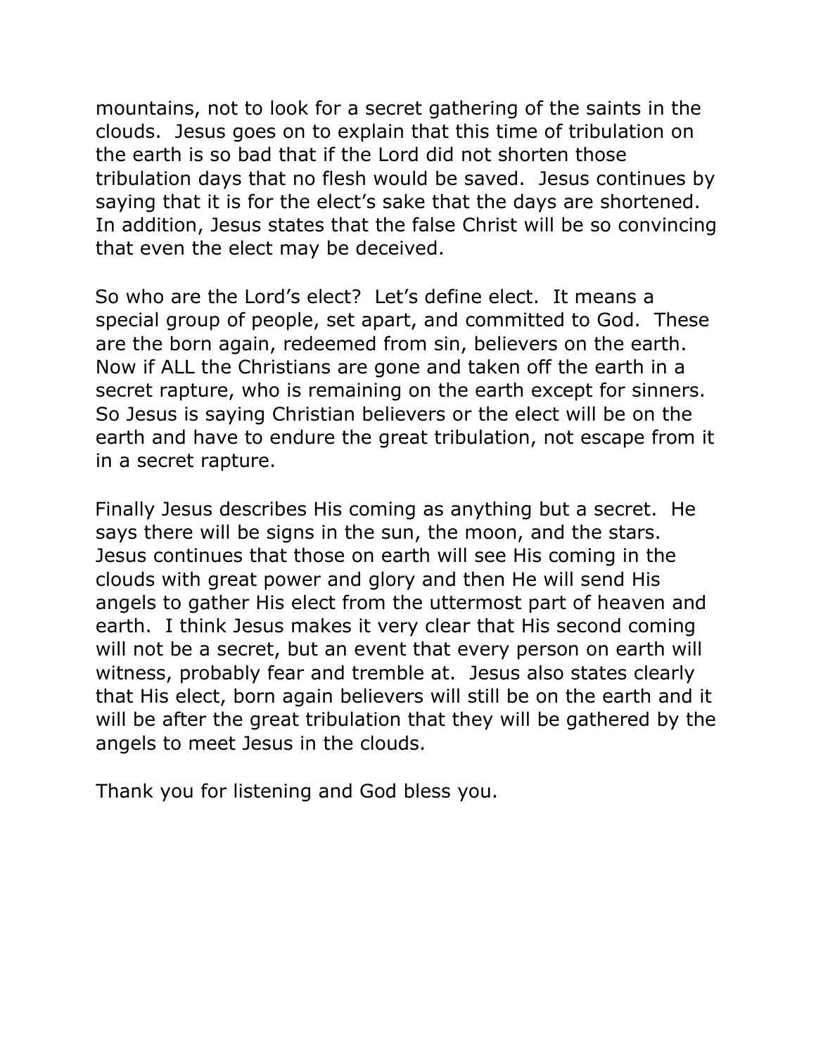mountains, not to look for a secret gathering of the saints in the clouds. Jesus goes on to explain that this time of tribulation on the earth is so bad that if the Lord did not shorten those tribulation days that no flesh would be saved. Jesus continues by saying that it is for the elect's sake that the days are shortened. In addition, Jesus states that the false Christ will be so convincing that even the elect may be deceived.

So who are the Lord's elect? Let's define elect. It means a special group of people, set apart, and committed to God. These are the born again, redeemed from sin, believers on the earth. Now if ALL the Christians are gone and taken off the earth in a secret rapture, who is remaining on the earth except for sinners. So Jesus is saying Christian believers or the elect will be on the earth and have to endure the great tribulation, not escape from it in a secret rapture.

Finally Jesus describes His coming as anything but a secret. He says there will be signs in the sun, the moon, and the stars. Jesus continues that those on earth will see His coming in the clouds with great power and glory and then He will send His angels to gather His elect from the uttermost part of heaven and earth. I think Jesus makes it very clear that His second coming will not be a secret, but an event that every person on earth will witness, probably fear and tremble at. Jesus also states clearly that His elect, born again believers will still be on the earth and it will be after the great tribulation that they will be gathered by the angels to meet Jesus in the clouds.

Thank you for listening and God bless you.